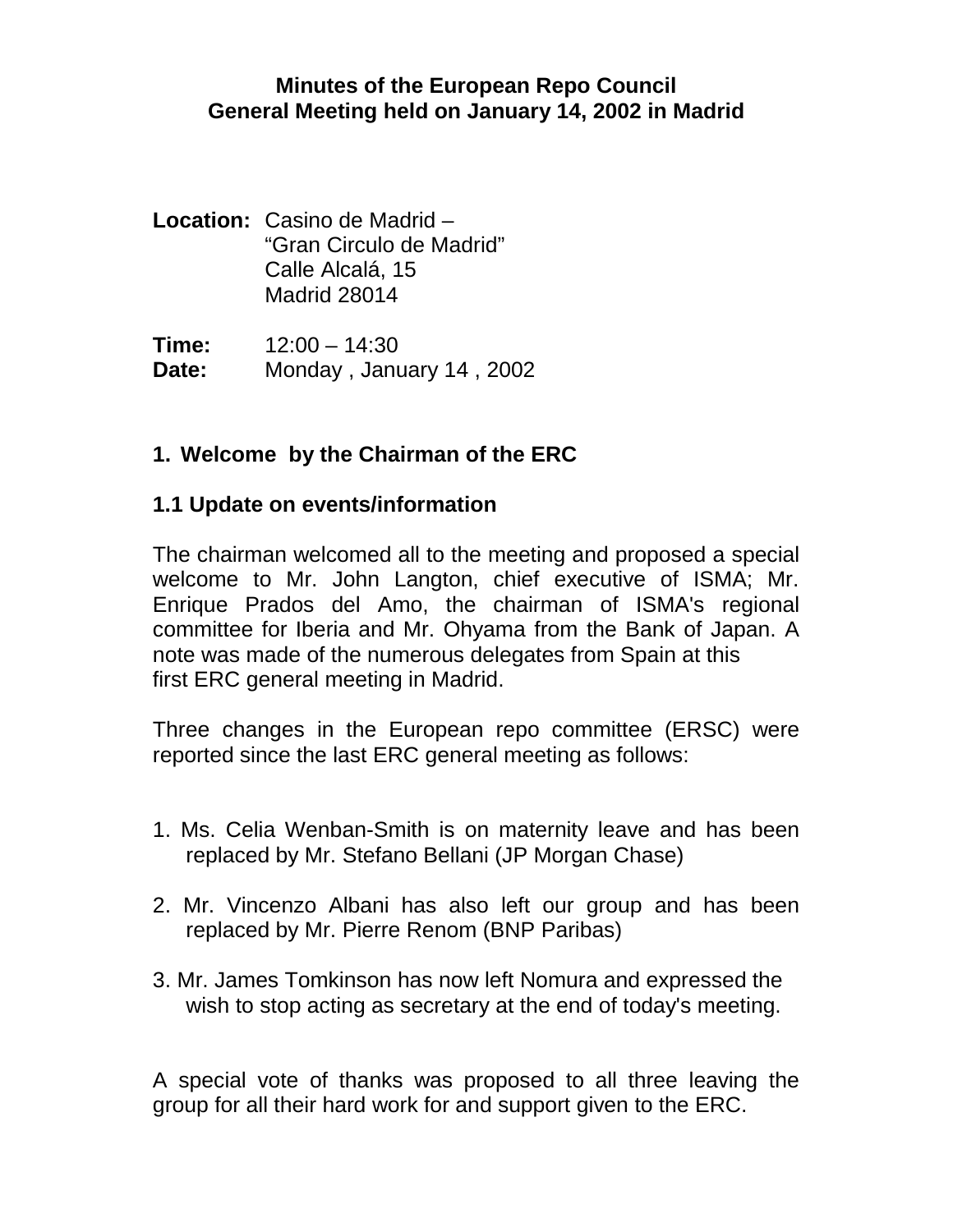# Minutes of the European Repo Council General Meeting held on January 14, 2002 in Madrid

**Location:** Casino de Madrid –
"Gran Circulo de Madrid"
Calle Alcalá, 15
Madrid 28014

**Time:** 12:00 – 14:30
**Date:** Monday , January 14 , 2002

## 1. Welcome by the Chairman of the ERC

### 1.1 Update on events/information

The chairman welcomed all to the meeting and proposed a special welcome to Mr. John Langton, chief executive of ISMA; Mr. Enrique Prados del Amo, the chairman of ISMA's regional committee for Iberia and Mr. Ohyama from the Bank of Japan. A note was made of the numerous delegates from Spain at this first ERC general meeting in Madrid.

Three changes in the European repo committee (ERSC) were reported since the last ERC general meeting as follows:

1. Ms. Celia Wenban-Smith is on maternity leave and has been replaced by Mr. Stefano Bellani (JP Morgan Chase)
2. Mr. Vincenzo Albani has also left our group and has been replaced by Mr. Pierre Renom (BNP Paribas)
3. Mr. James Tomkinson has now left Nomura and expressed the wish to stop acting as secretary at the end of today's meeting.

A special vote of thanks was proposed to all three leaving the group for all their hard work for and support given to the ERC.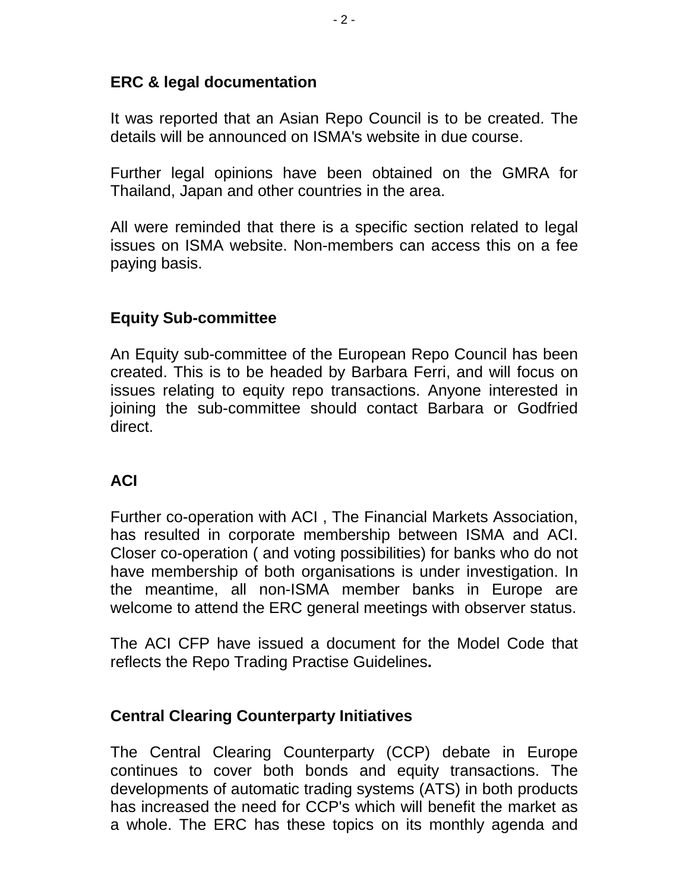**ERC & legal documentation**

It was reported that an Asian Repo Council is to be created. The details will be announced on ISMA's website in due course.

Further legal opinions have been obtained on the GMRA for Thailand, Japan and other countries in the area.

All were reminded that there is a specific section related to legal issues on ISMA website. Non-members can access this on a fee paying basis.

**Equity Sub-committee**

An Equity sub-committee of the European Repo Council has been created. This is to be headed by Barbara Ferri, and will focus on issues relating to equity repo transactions. Anyone interested in joining the sub-committee should contact Barbara or Godfried direct.

**ACI**

Further co-operation with ACI , The Financial Markets Association, has resulted in corporate membership between ISMA and ACI. Closer co-operation ( and voting possibilities) for banks who do not have membership of both organisations is under investigation. In the meantime, all non-ISMA member banks in Europe are welcome to attend the ERC general meetings with observer status.

The ACI CFP have issued a document for the Model Code that reflects the Repo Trading Practise Guidelines**.**

**Central Clearing Counterparty Initiatives**

The Central Clearing Counterparty (CCP) debate in Europe continues to cover both bonds and equity transactions. The developments of automatic trading systems (ATS) in both products has increased the need for CCP's which will benefit the market as a whole. The ERC has these topics on its monthly agenda and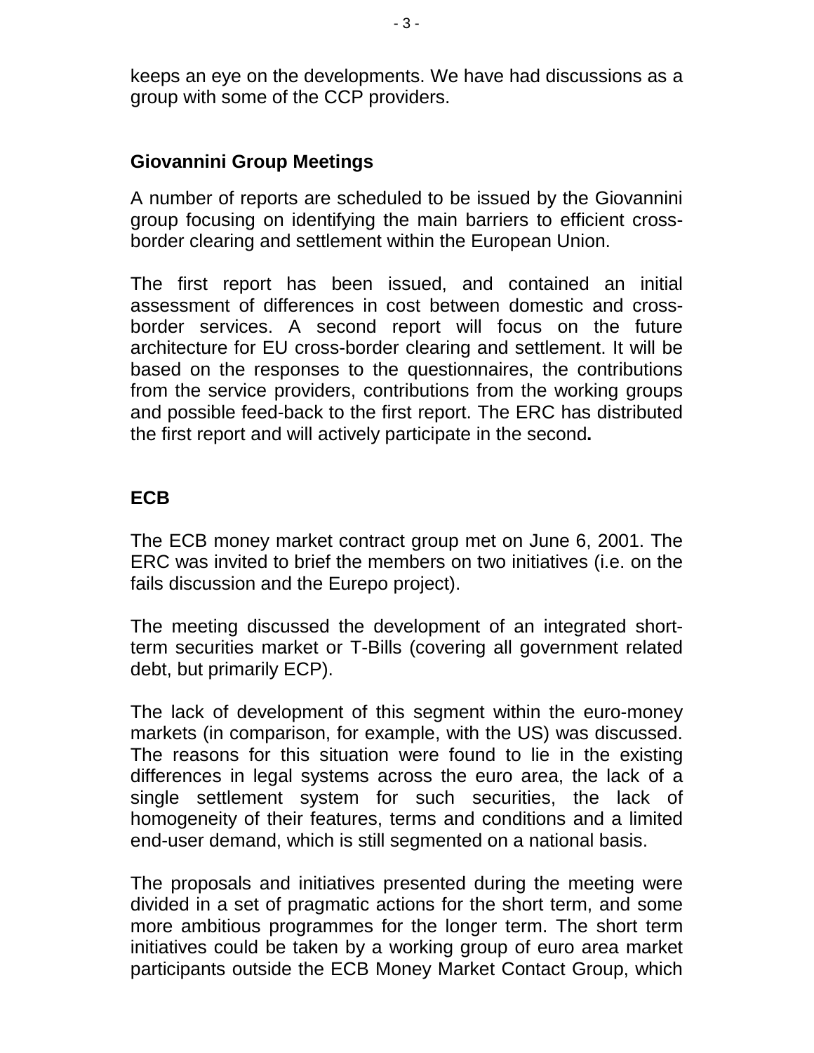keeps an eye on the developments. We have had discussions as a group with some of the CCP providers.

## Giovannini Group Meetings

A number of reports are scheduled to be issued by the Giovannini group focusing on identifying the main barriers to efficient cross-border clearing and settlement within the European Union.

The first report has been issued, and contained an initial assessment of differences in cost between domestic and cross-border services. A second report will focus on the future architecture for EU cross-border clearing and settlement. It will be based on the responses to the questionnaires, the contributions from the service providers, contributions from the working groups and possible feed-back to the first report. The ERC has distributed the first report and will actively participate in the second**.**

## ECB

The ECB money market contract group met on June 6, 2001. The ERC was invited to brief the members on two initiatives (i.e. on the fails discussion and the Eurepo project).

The meeting discussed the development of an integrated short-term securities market or T-Bills (covering all government related debt, but primarily ECP).

The lack of development of this segment within the euro-money markets (in comparison, for example, with the US) was discussed. The reasons for this situation were found to lie in the existing differences in legal systems across the euro area, the lack of a single settlement system for such securities, the lack of homogeneity of their features, terms and conditions and a limited end-user demand, which is still segmented on a national basis.

The proposals and initiatives presented during the meeting were divided in a set of pragmatic actions for the short term, and some more ambitious programmes for the longer term. The short term initiatives could be taken by a working group of euro area market participants outside the ECB Money Market Contact Group, which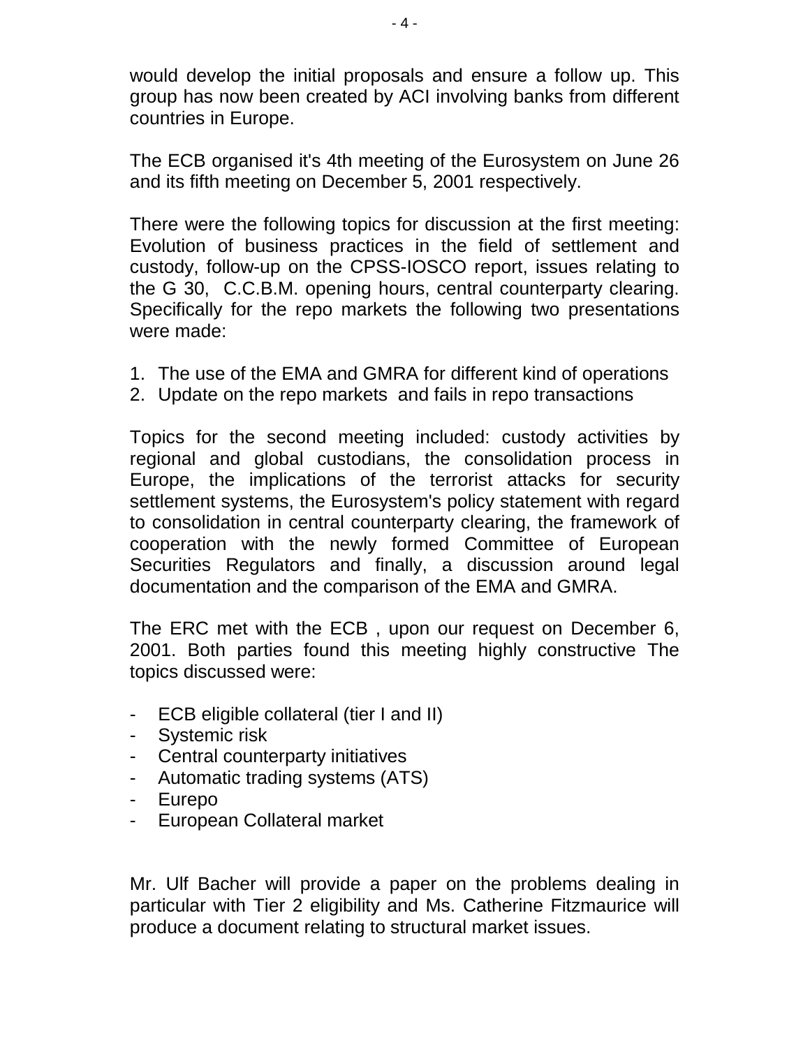would develop the initial proposals and ensure a follow up. This group has now been created by ACI involving banks from different countries in Europe.

The ECB organised it's 4th meeting of the Eurosystem on June 26 and its fifth meeting on December 5, 2001 respectively.

There were the following topics for discussion at the first meeting: Evolution of business practices in the field of settlement and custody, follow-up on the CPSS-IOSCO report, issues relating to the G 30, C.C.B.M. opening hours, central counterparty clearing. Specifically for the repo markets the following two presentations were made:

1. The use of the EMA and GMRA for different kind of operations
2. Update on the repo markets and fails in repo transactions

Topics for the second meeting included: custody activities by regional and global custodians, the consolidation process in Europe, the implications of the terrorist attacks for security settlement systems, the Eurosystem's policy statement with regard to consolidation in central counterparty clearing, the framework of cooperation with the newly formed Committee of European Securities Regulators and finally, a discussion around legal documentation and the comparison of the EMA and GMRA.

The ERC met with the ECB , upon our request on December 6, 2001. Both parties found this meeting highly constructive The topics discussed were:

- ECB eligible collateral (tier I and II)
- Systemic risk
- Central counterparty initiatives
- Automatic trading systems (ATS)
- Eurepo
- European Collateral market

Mr. Ulf Bacher will provide a paper on the problems dealing in particular with Tier 2 eligibility and Ms. Catherine Fitzmaurice will produce a document relating to structural market issues.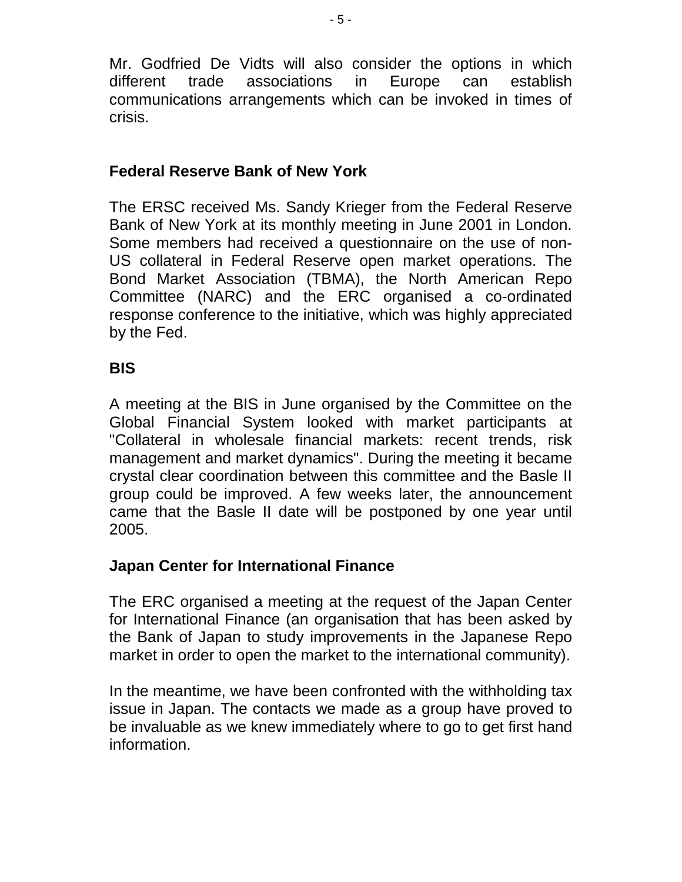Mr. Godfried De Vidts will also consider the options in which different trade associations in Europe can establish communications arrangements which can be invoked in times of crisis.

**Federal Reserve Bank of New York**

The ERSC received Ms. Sandy Krieger from the Federal Reserve Bank of New York at its monthly meeting in June 2001 in London. Some members had received a questionnaire on the use of non-US collateral in Federal Reserve open market operations. The Bond Market Association (TBMA), the North American Repo Committee (NARC) and the ERC organised a co-ordinated response conference to the initiative, which was highly appreciated by the Fed.

**BIS**

A meeting at the BIS in June organised by the Committee on the Global Financial System looked with market participants at "Collateral in wholesale financial markets: recent trends, risk management and market dynamics". During the meeting it became crystal clear coordination between this committee and the Basle II group could be improved. A few weeks later, the announcement came that the Basle II date will be postponed by one year until 2005.

**Japan Center for International Finance**

The ERC organised a meeting at the request of the Japan Center for International Finance (an organisation that has been asked by the Bank of Japan to study improvements in the Japanese Repo market in order to open the market to the international community).

In the meantime, we have been confronted with the withholding tax issue in Japan. The contacts we made as a group have proved to be invaluable as we knew immediately where to go to get first hand information.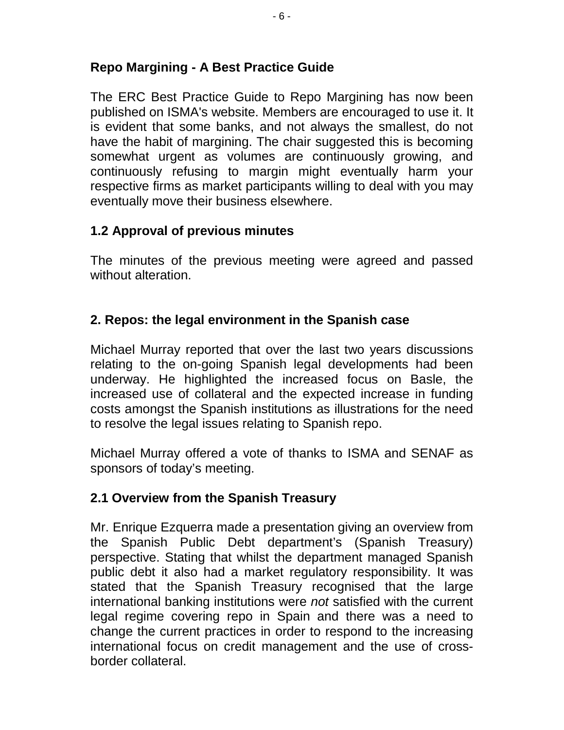## Repo Margining - A Best Practice Guide

The ERC Best Practice Guide to Repo Margining has now been published on ISMA's website. Members are encouraged to use it. It is evident that some banks, and not always the smallest, do not have the habit of margining. The chair suggested this is becoming somewhat urgent as volumes are continuously growing, and continuously refusing to margin might eventually harm your respective firms as market participants willing to deal with you may eventually move their business elsewhere.

## 1.2 Approval of previous minutes

The minutes of the previous meeting were agreed and passed without alteration.

## 2. Repos: the legal environment in the Spanish case

Michael Murray reported that over the last two years discussions relating to the on-going Spanish legal developments had been underway. He highlighted the increased focus on Basle, the increased use of collateral and the expected increase in funding costs amongst the Spanish institutions as illustrations for the need to resolve the legal issues relating to Spanish repo.

Michael Murray offered a vote of thanks to ISMA and SENAF as sponsors of today's meeting.

## 2.1 Overview from the Spanish Treasury

Mr. Enrique Ezquerra made a presentation giving an overview from the Spanish Public Debt department's (Spanish Treasury) perspective. Stating that whilst the department managed Spanish public debt it also had a market regulatory responsibility. It was stated that the Spanish Treasury recognised that the large international banking institutions were *not* satisfied with the current legal regime covering repo in Spain and there was a need to change the current practices in order to respond to the increasing international focus on credit management and the use of cross-border collateral.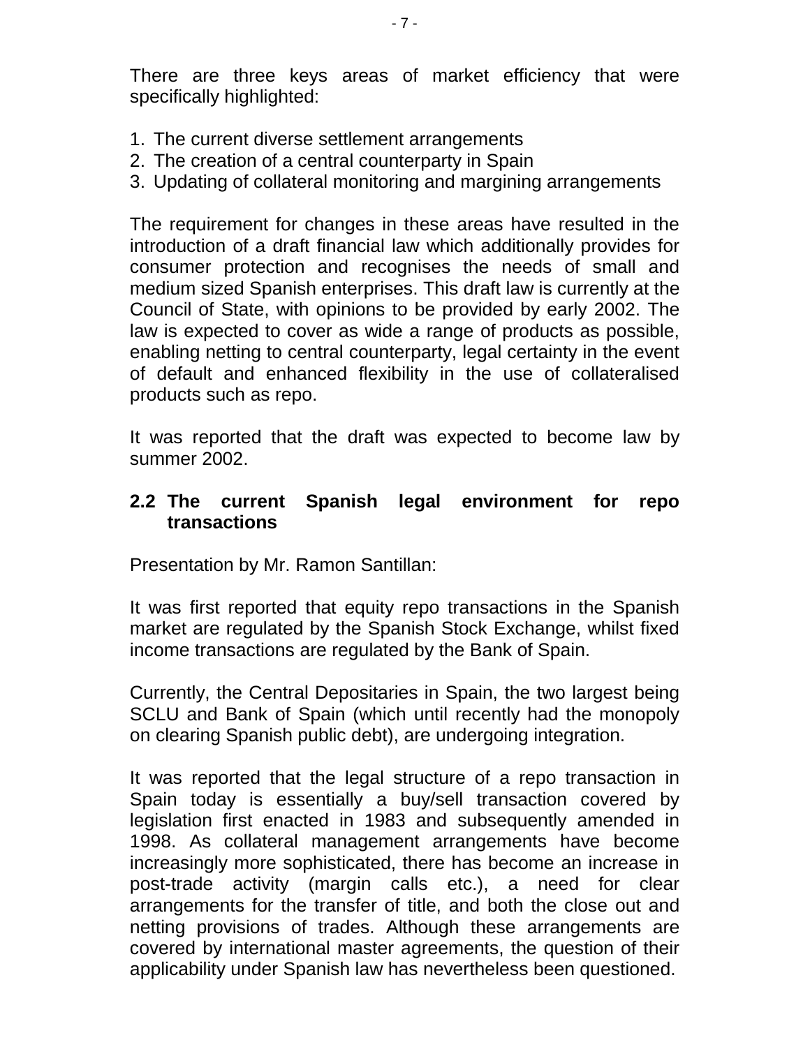There are three keys areas of market efficiency that were specifically highlighted:

1. The current diverse settlement arrangements
2. The creation of a central counterparty in Spain
3. Updating of collateral monitoring and margining arrangements

The requirement for changes in these areas have resulted in the introduction of a draft financial law which additionally provides for consumer protection and recognises the needs of small and medium sized Spanish enterprises. This draft law is currently at the Council of State, with opinions to be provided by early 2002. The law is expected to cover as wide a range of products as possible, enabling netting to central counterparty, legal certainty in the event of default and enhanced flexibility in the use of collateralised products such as repo.

It was reported that the draft was expected to become law by summer 2002.

## 2.2 The current Spanish legal environment for repo transactions

Presentation by Mr. Ramon Santillan:

It was first reported that equity repo transactions in the Spanish market are regulated by the Spanish Stock Exchange, whilst fixed income transactions are regulated by the Bank of Spain.

Currently, the Central Depositaries in Spain, the two largest being SCLU and Bank of Spain (which until recently had the monopoly on clearing Spanish public debt), are undergoing integration.

It was reported that the legal structure of a repo transaction in Spain today is essentially a buy/sell transaction covered by legislation first enacted in 1983 and subsequently amended in 1998. As collateral management arrangements have become increasingly more sophisticated, there has become an increase in post-trade activity (margin calls etc.), a need for clear arrangements for the transfer of title, and both the close out and netting provisions of trades. Although these arrangements are covered by international master agreements, the question of their applicability under Spanish law has nevertheless been questioned.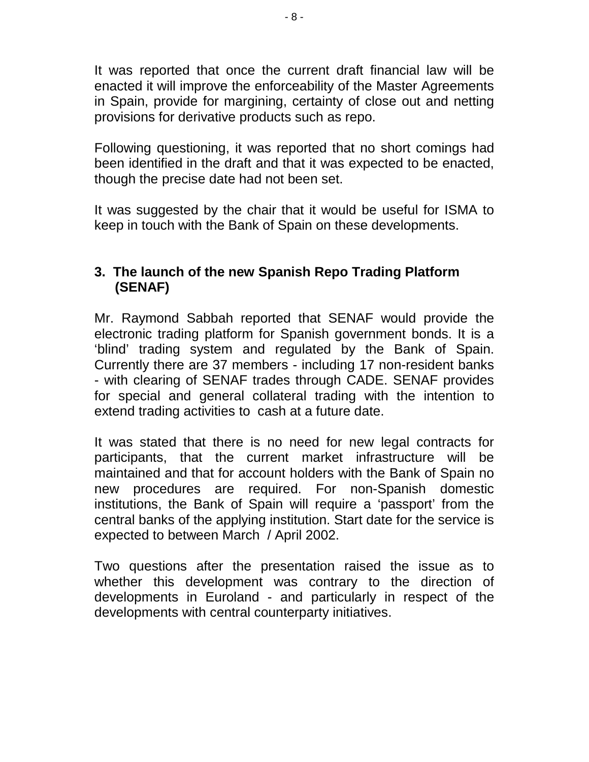It was reported that once the current draft financial law will be enacted it will improve the enforceability of the Master Agreements in Spain, provide for margining, certainty of close out and netting provisions for derivative products such as repo.

Following questioning, it was reported that no short comings had been identified in the draft and that it was expected to be enacted, though the precise date had not been set.

It was suggested by the chair that it would be useful for ISMA to keep in touch with the Bank of Spain on these developments.

### 3. The launch of the new Spanish Repo Trading Platform (SENAF)

Mr. Raymond Sabbah reported that SENAF would provide the electronic trading platform for Spanish government bonds. It is a 'blind' trading system and regulated by the Bank of Spain. Currently there are 37 members - including 17 non-resident banks - with clearing of SENAF trades through CADE. SENAF provides for special and general collateral trading with the intention to extend trading activities to cash at a future date.

It was stated that there is no need for new legal contracts for participants, that the current market infrastructure will be maintained and that for account holders with the Bank of Spain no new procedures are required. For non-Spanish domestic institutions, the Bank of Spain will require a 'passport' from the central banks of the applying institution. Start date for the service is expected to between March / April 2002.

Two questions after the presentation raised the issue as to whether this development was contrary to the direction of developments in Euroland - and particularly in respect of the developments with central counterparty initiatives.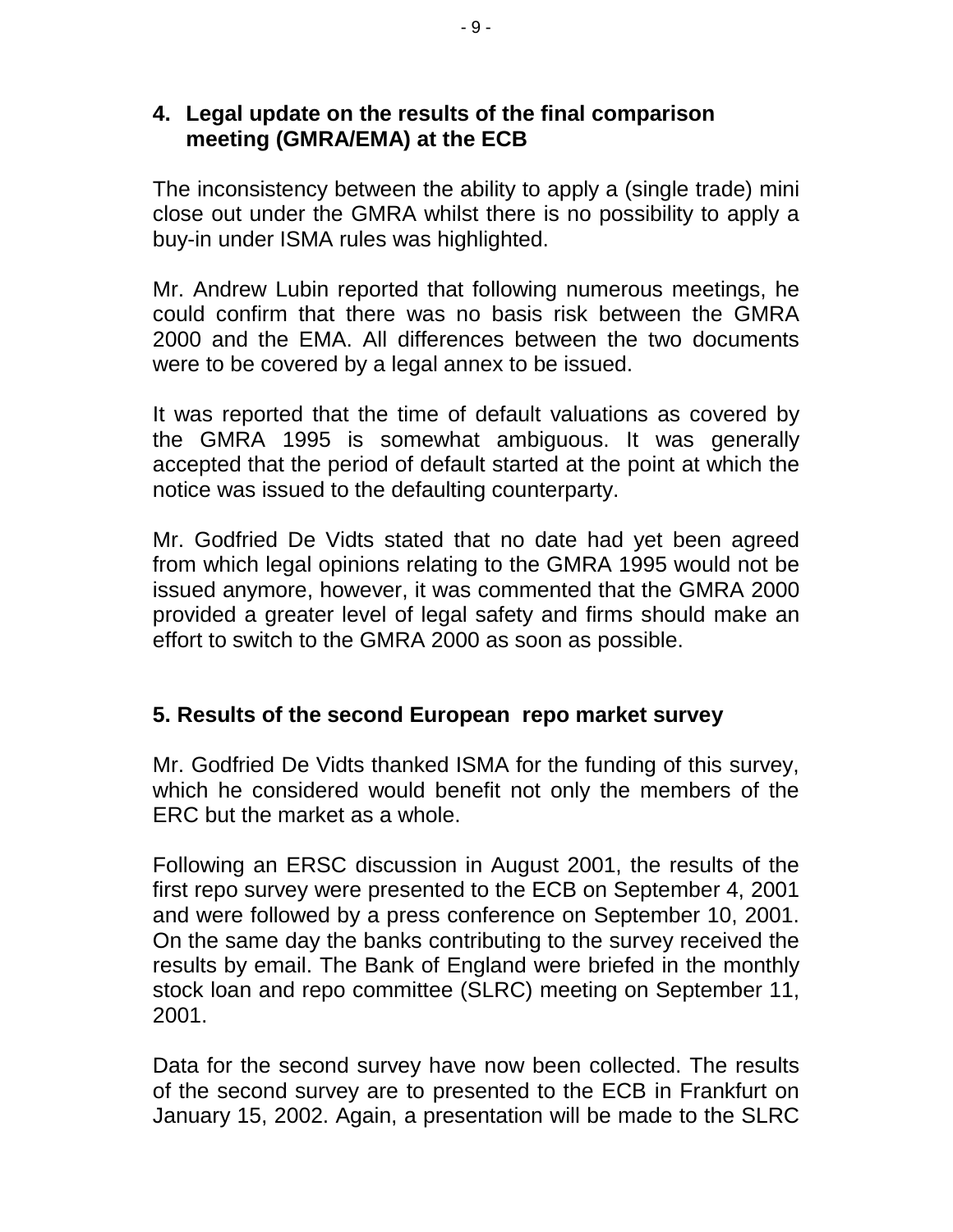## 4. Legal update on the results of the final comparison meeting (GMRA/EMA) at the ECB

The inconsistency between the ability to apply a (single trade) mini close out under the GMRA whilst there is no possibility to apply a buy-in under ISMA rules was highlighted.

Mr. Andrew Lubin reported that following numerous meetings, he could confirm that there was no basis risk between the GMRA 2000 and the EMA. All differences between the two documents were to be covered by a legal annex to be issued.

It was reported that the time of default valuations as covered by the GMRA 1995 is somewhat ambiguous. It was generally accepted that the period of default started at the point at which the notice was issued to the defaulting counterparty.

Mr. Godfried De Vidts stated that no date had yet been agreed from which legal opinions relating to the GMRA 1995 would not be issued anymore, however, it was commented that the GMRA 2000 provided a greater level of legal safety and firms should make an effort to switch to the GMRA 2000 as soon as possible.

## 5. Results of the second European repo market survey

Mr. Godfried De Vidts thanked ISMA for the funding of this survey, which he considered would benefit not only the members of the ERC but the market as a whole.

Following an ERSC discussion in August 2001, the results of the first repo survey were presented to the ECB on September 4, 2001 and were followed by a press conference on September 10, 2001. On the same day the banks contributing to the survey received the results by email. The Bank of England were briefed in the monthly stock loan and repo committee (SLRC) meeting on September 11, 2001.

Data for the second survey have now been collected. The results of the second survey are to presented to the ECB in Frankfurt on January 15, 2002. Again, a presentation will be made to the SLRC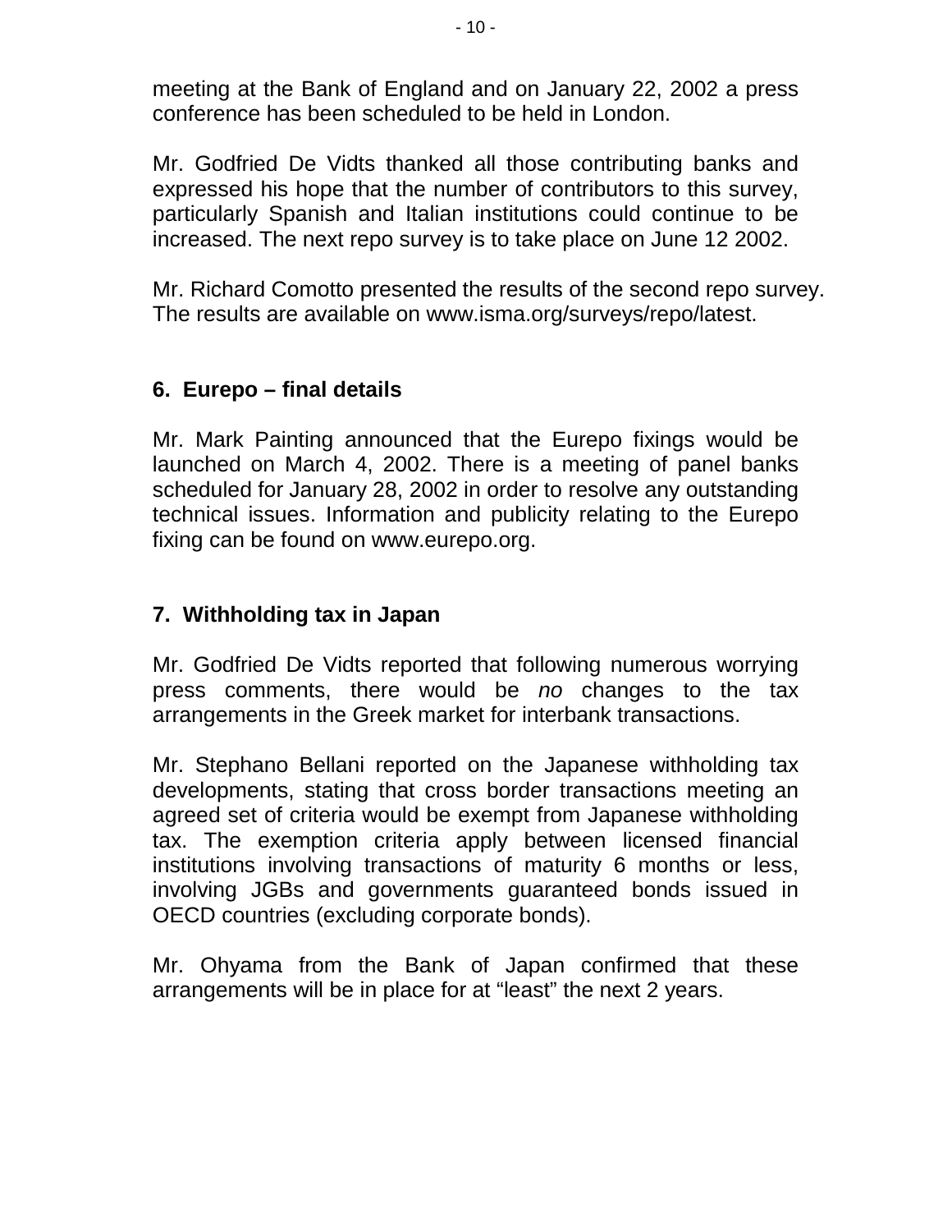meeting at the Bank of England and on January 22, 2002 a press conference has been scheduled to be held in London.

Mr. Godfried De Vidts thanked all those contributing banks and expressed his hope that the number of contributors to this survey, particularly Spanish and Italian institutions could continue to be increased. The next repo survey is to take place on June 12 2002.

Mr. Richard Comotto presented the results of the second repo survey. The results are available on www.isma.org/surveys/repo/latest.

## 6. Eurepo – final details

Mr. Mark Painting announced that the Eurepo fixings would be launched on March 4, 2002. There is a meeting of panel banks scheduled for January 28, 2002 in order to resolve any outstanding technical issues. Information and publicity relating to the Eurepo fixing can be found on www.eurepo.org.

## 7. Withholding tax in Japan

Mr. Godfried De Vidts reported that following numerous worrying press comments, there would be *no* changes to the tax arrangements in the Greek market for interbank transactions.

Mr. Stephano Bellani reported on the Japanese withholding tax developments, stating that cross border transactions meeting an agreed set of criteria would be exempt from Japanese withholding tax. The exemption criteria apply between licensed financial institutions involving transactions of maturity 6 months or less, involving JGBs and governments guaranteed bonds issued in OECD countries (excluding corporate bonds).

Mr. Ohyama from the Bank of Japan confirmed that these arrangements will be in place for at "least" the next 2 years.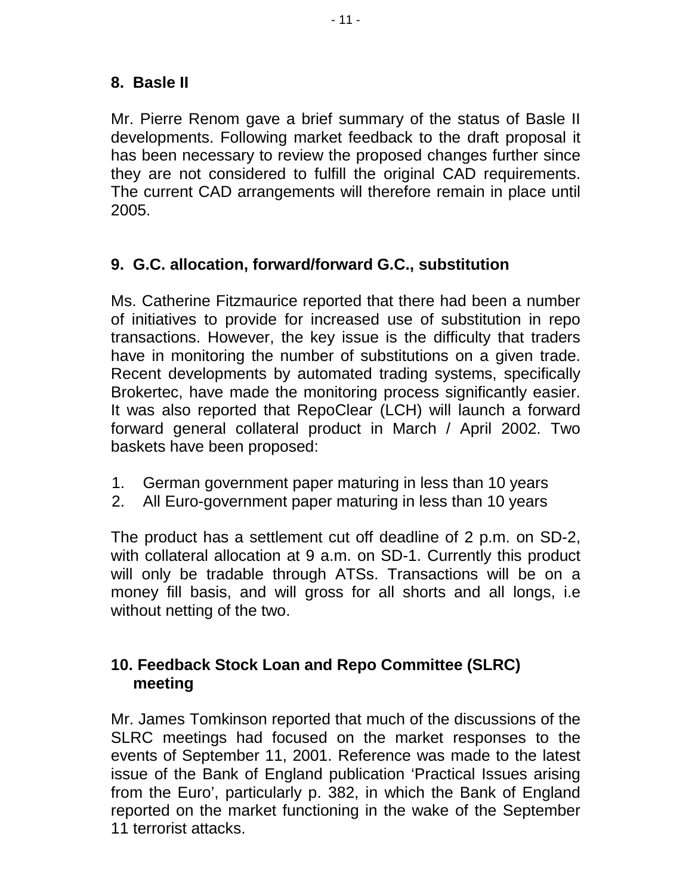## 8. Basle II

Mr. Pierre Renom gave a brief summary of the status of Basle II developments. Following market feedback to the draft proposal it has been necessary to review the proposed changes further since they are not considered to fulfill the original CAD requirements. The current CAD arrangements will therefore remain in place until 2005.

## 9. G.C. allocation, forward/forward G.C., substitution

Ms. Catherine Fitzmaurice reported that there had been a number of initiatives to provide for increased use of substitution in repo transactions. However, the key issue is the difficulty that traders have in monitoring the number of substitutions on a given trade. Recent developments by automated trading systems, specifically Brokertec, have made the monitoring process significantly easier. It was also reported that RepoClear (LCH) will launch a forward forward general collateral product in March / April 2002. Two baskets have been proposed:

1. German government paper maturing in less than 10 years
2. All Euro-government paper maturing in less than 10 years

The product has a settlement cut off deadline of 2 p.m. on SD-2, with collateral allocation at 9 a.m. on SD-1. Currently this product will only be tradable through ATSs. Transactions will be on a money fill basis, and will gross for all shorts and all longs, i.e without netting of the two.

## 10. Feedback Stock Loan and Repo Committee (SLRC) meeting

Mr. James Tomkinson reported that much of the discussions of the SLRC meetings had focused on the market responses to the events of September 11, 2001. Reference was made to the latest issue of the Bank of England publication 'Practical Issues arising from the Euro', particularly p. 382, in which the Bank of England reported on the market functioning in the wake of the September 11 terrorist attacks.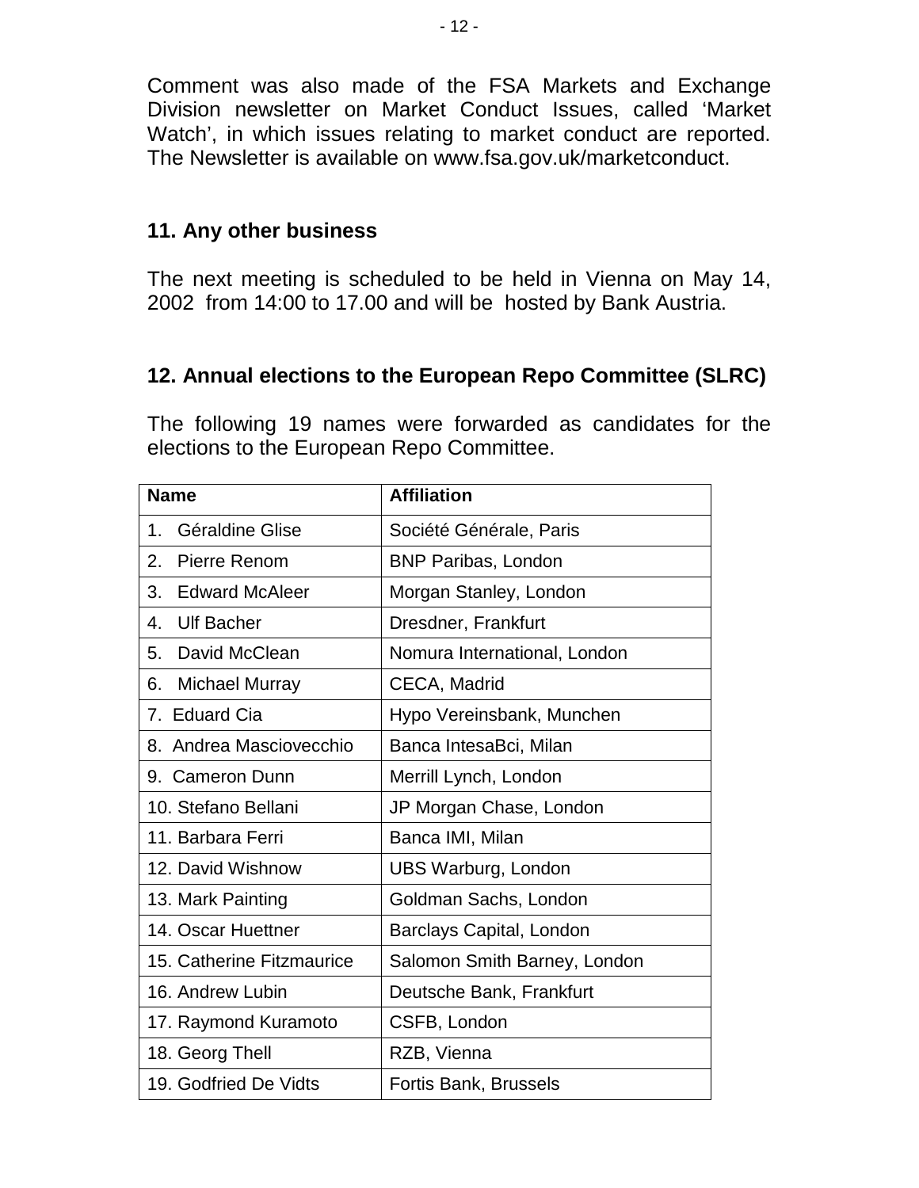Comment was also made of the FSA Markets and Exchange Division newsletter on Market Conduct Issues, called 'Market Watch', in which issues relating to market conduct are reported. The Newsletter is available on www.fsa.gov.uk/marketconduct.

## 11. Any other business

The next meeting is scheduled to be held in Vienna on May 14, 2002 from 14:00 to 17.00 and will be hosted by Bank Austria.

## 12. Annual elections to the European Repo Committee (SLRC)

The following 19 names were forwarded as candidates for the elections to the European Repo Committee.

| Name | Affiliation |
|---|---|
| 1. Géraldine Glise | Société Générale, Paris |
| 2. Pierre Renom | BNP Paribas, London |
| 3. Edward McAleer | Morgan Stanley, London |
| 4. Ulf Bacher | Dresdner, Frankfurt |
| 5. David McClean | Nomura International, London |
| 6. Michael Murray | CECA, Madrid |
| 7. Eduard Cia | Hypo Vereinsbank, Munchen |
| 8. Andrea Masciovecchio | Banca IntesaBci, Milan |
| 9. Cameron Dunn | Merrill Lynch, London |
| 10. Stefano Bellani | JP Morgan Chase, London |
| 11. Barbara Ferri | Banca IMI, Milan |
| 12. David Wishnow | UBS Warburg, London |
| 13. Mark Painting | Goldman Sachs, London |
| 14. Oscar Huettner | Barclays Capital, London |
| 15. Catherine Fitzmaurice | Salomon Smith Barney, London |
| 16. Andrew Lubin | Deutsche Bank, Frankfurt |
| 17. Raymond Kuramoto | CSFB, London |
| 18. Georg Thell | RZB, Vienna |
| 19. Godfried De Vidts | Fortis Bank, Brussels |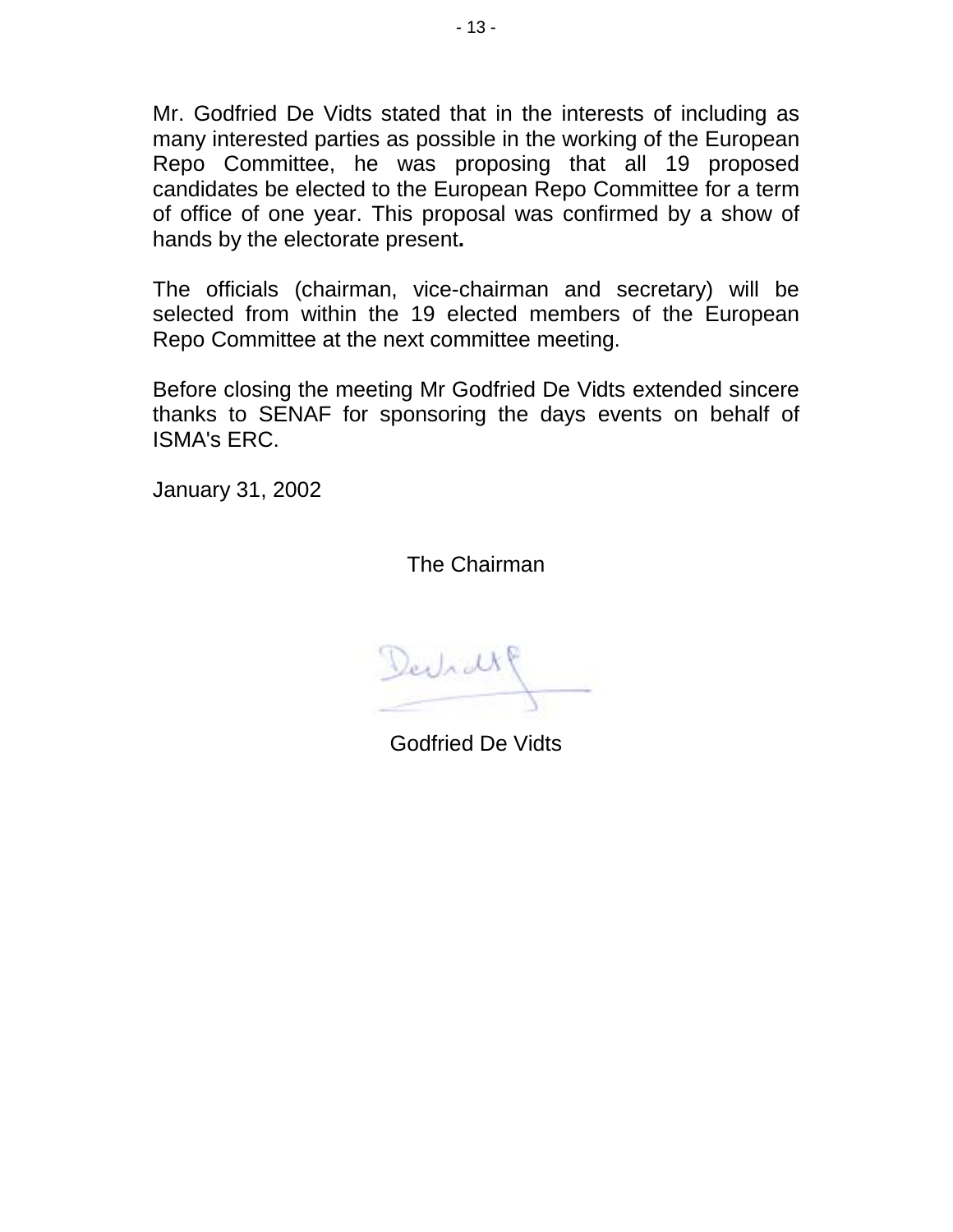Mr. Godfried De Vidts stated that in the interests of including as many interested parties as possible in the working of the European Repo Committee, he was proposing that all 19 proposed candidates be elected to the European Repo Committee for a term of office of one year. This proposal was confirmed by a show of hands by the electorate present**.**

The officials (chairman, vice-chairman and secretary) will be selected from within the 19 elected members of the European Repo Committee at the next committee meeting.

Before closing the meeting Mr Godfried De Vidts extended sincere thanks to SENAF for sponsoring the days events on behalf of ISMA's ERC.

January 31, 2002

The Chairman

Godfried De Vidts